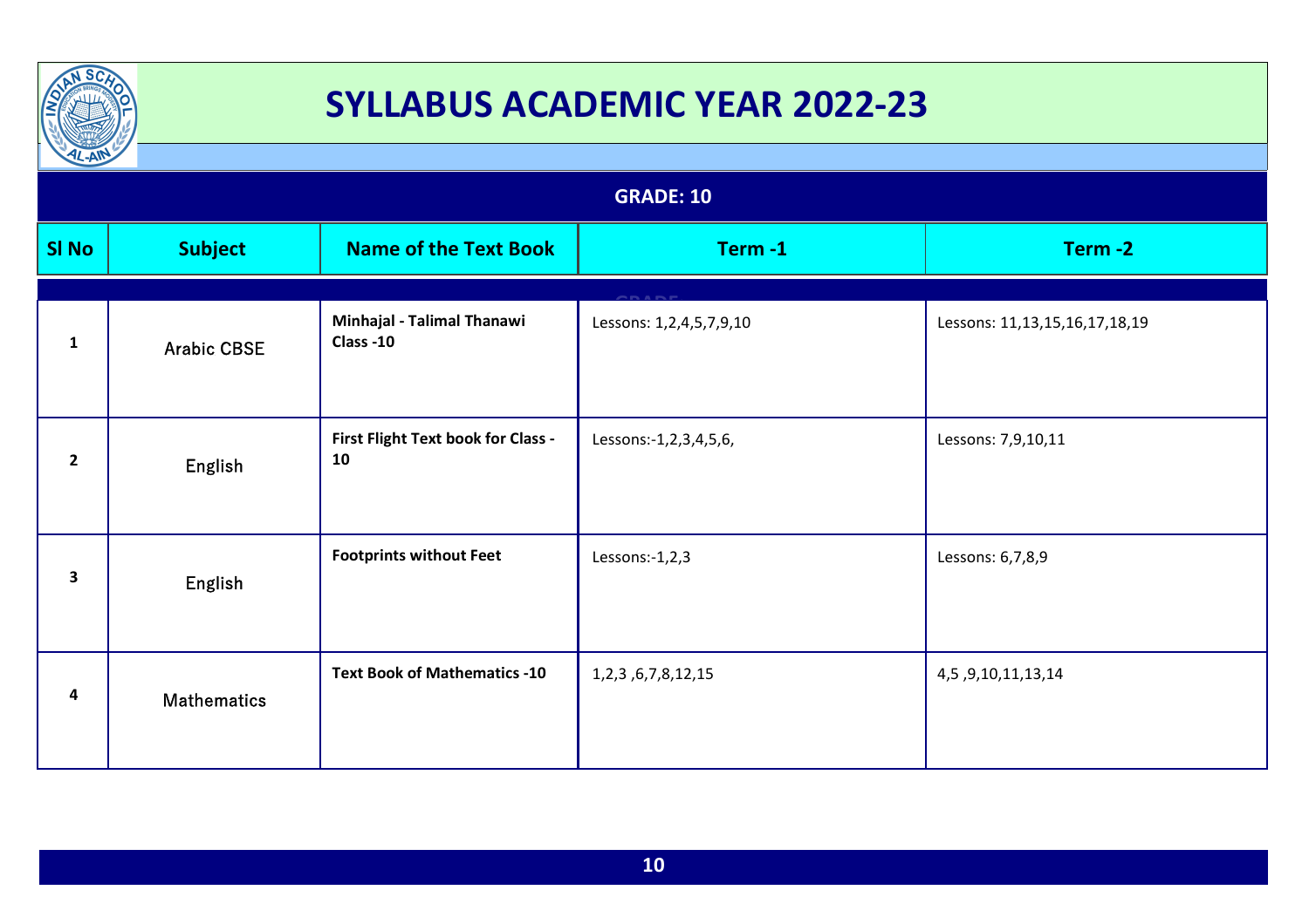# SYLLABUS ACADEMIC YEAR 2022-23

## GRADE: 10

| Sl No | Subject | Name of the Text Book | Term -1 | Term -2 |
|---|---|---|---|---|
| 1 | Arabic CBSE | **Minhajal - Talimal Thanawi Class -10** | Lessons: 1,2,4,5,7,9,10 | Lessons: 11,13,15,16,17,18,19 |
| 2 | English | **First Flight Text book for Class - 10** | Lessons:-1,2,3,4,5,6, | Lessons: 7,9,10,11 |
| 3 | English | **Footprints without Feet** | Lessons:-1,2,3 | Lessons: 6,7,8,9 |
| 4 | Mathematics | **Text Book of Mathematics -10** | 1,2,3 ,6,7,8,12,15 | 4,5 ,9,10,11,13,14 |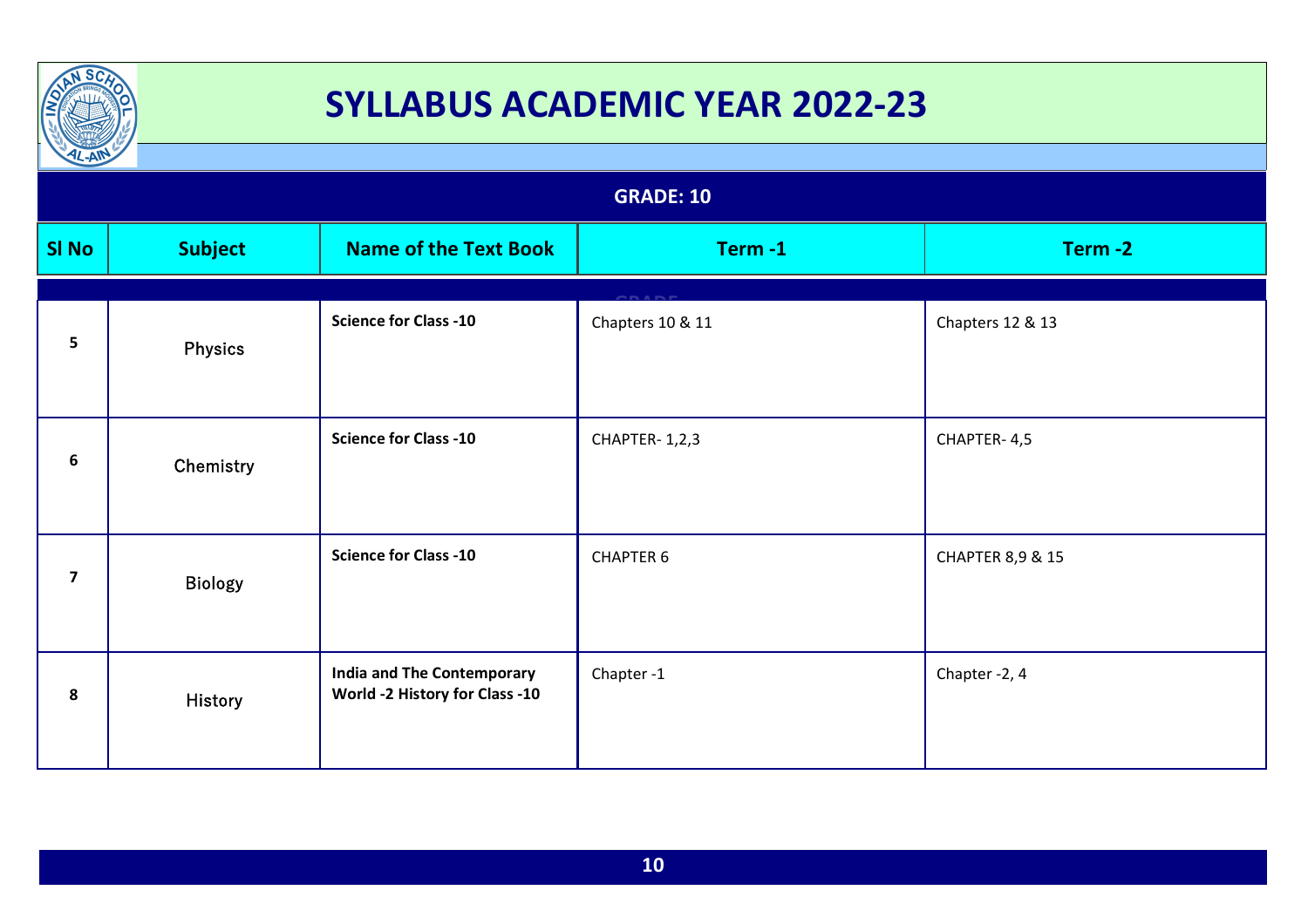# SYLLABUS ACADEMIC YEAR 2022-23

## GRADE: 10

| Sl No | Subject | Name of the Text Book | Term -1 | Term -2 |
|---|---|---|---|---|
| 5 | Physics | **Science for Class -10** | Chapters 10 & 11 | Chapters 12 & 13 |
| 6 | Chemistry | **Science for Class -10** | CHAPTER- 1,2,3 | CHAPTER- 4,5 |
| 7 | Biology | **Science for Class -10** | CHAPTER 6 | CHAPTER 8,9 & 15 |
| 8 | History | **India and The Contemporary World -2 History for Class -10** | Chapter -1 | Chapter -2, 4 |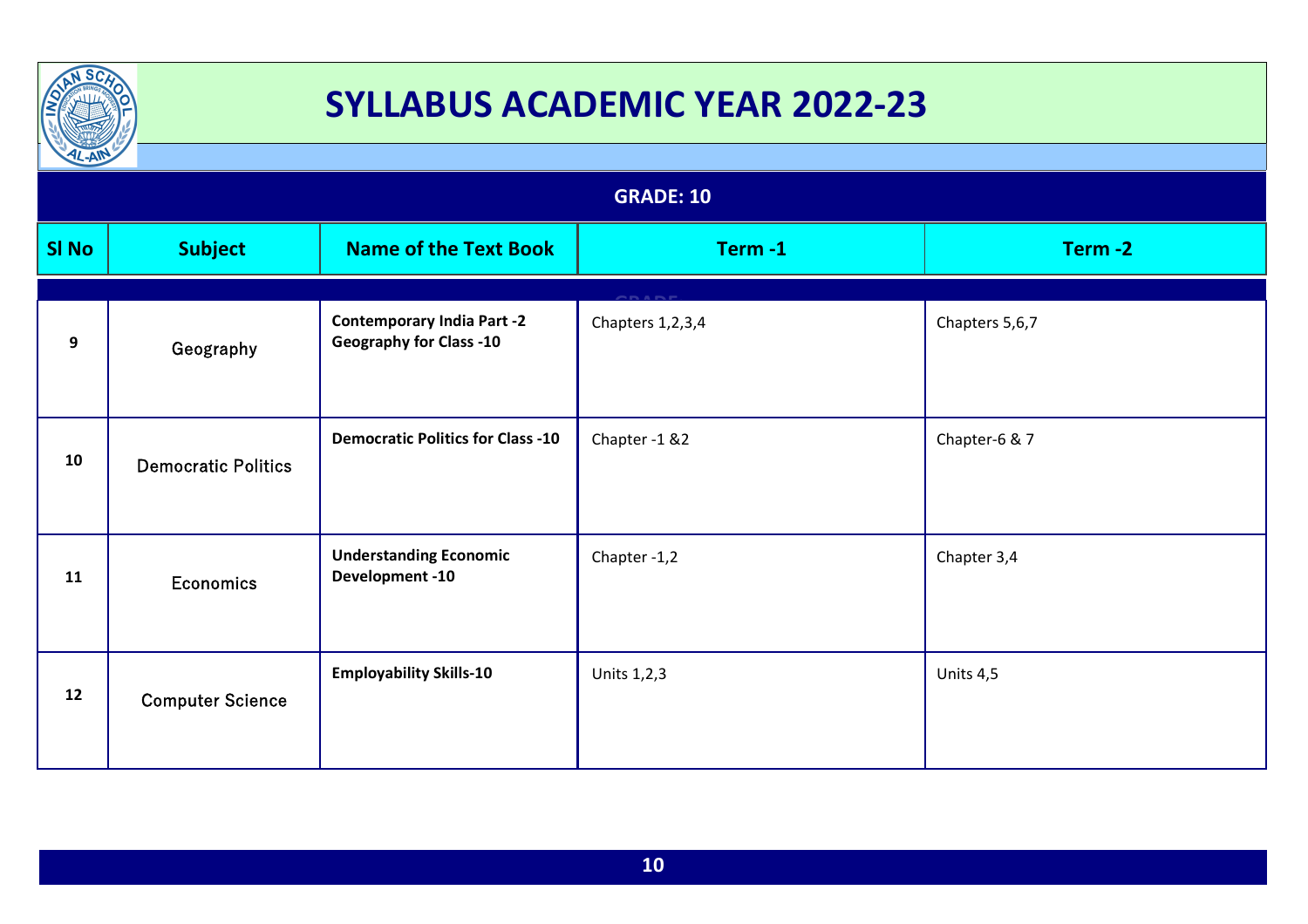# SYLLABUS ACADEMIC YEAR 2022-23

## GRADE: 10

| Sl No | Subject | Name of the Text Book | Term -1 | Term -2 |
|---|---|---|---|---|
| 9 | Geography | **Contemporary India Part -2 Geography for Class -10** | Chapters 1,2,3,4 | Chapters 5,6,7 |
| 10 | Democratic Politics | **Democratic Politics for Class -10** | Chapter -1 &2 | Chapter-6 & 7 |
| 11 | Economics | **Understanding Economic Development -10** | Chapter -1,2 | Chapter 3,4 |
| 12 | Computer Science | **Employability Skills-10** | Units 1,2,3 | Units 4,5 |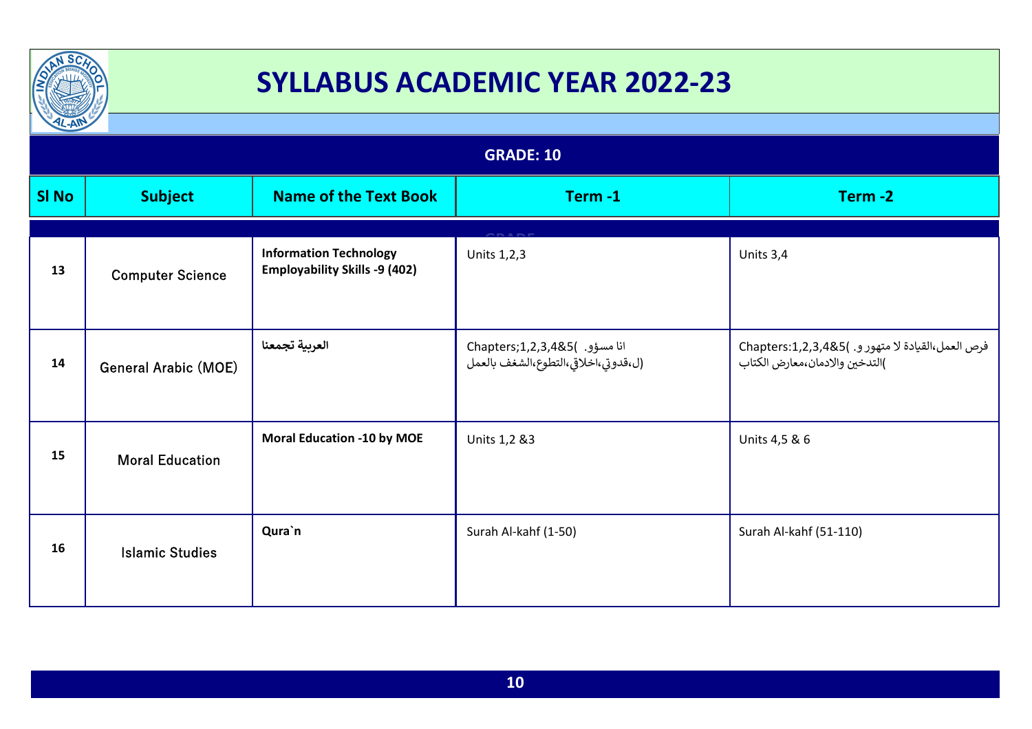# SYLLABUS ACADEMIC YEAR 2022-23

## GRADE: 10

| Sl No | Subject | Name of the Text Book | Term -1 | Term -2 |
|---|---|---|---|---|
| 13 | Computer Science | **Information Technology Employability Skills -9 (402)** | Units 1,2,3 | Units 3,4 |
| 14 | General Arabic (MOE) | **العربية تجمعنا** | Chapters;1,2,3,4&5( انا مسؤو. ل،قدوتي،اخلاقي،التطوع،الشغف بالعمل) | Chapters:1,2,3,4&5( فرص العمل،القيادة لا متهور و. التدخين والادمان،معارض الكتاب) |
| 15 | Moral Education | **Moral Education -10 by MOE** | Units 1,2 &3 | Units 4,5 & 6 |
| 16 | Islamic Studies | **Qura`n** | Surah Al-kahf (1-50) | Surah Al-kahf (51-110) |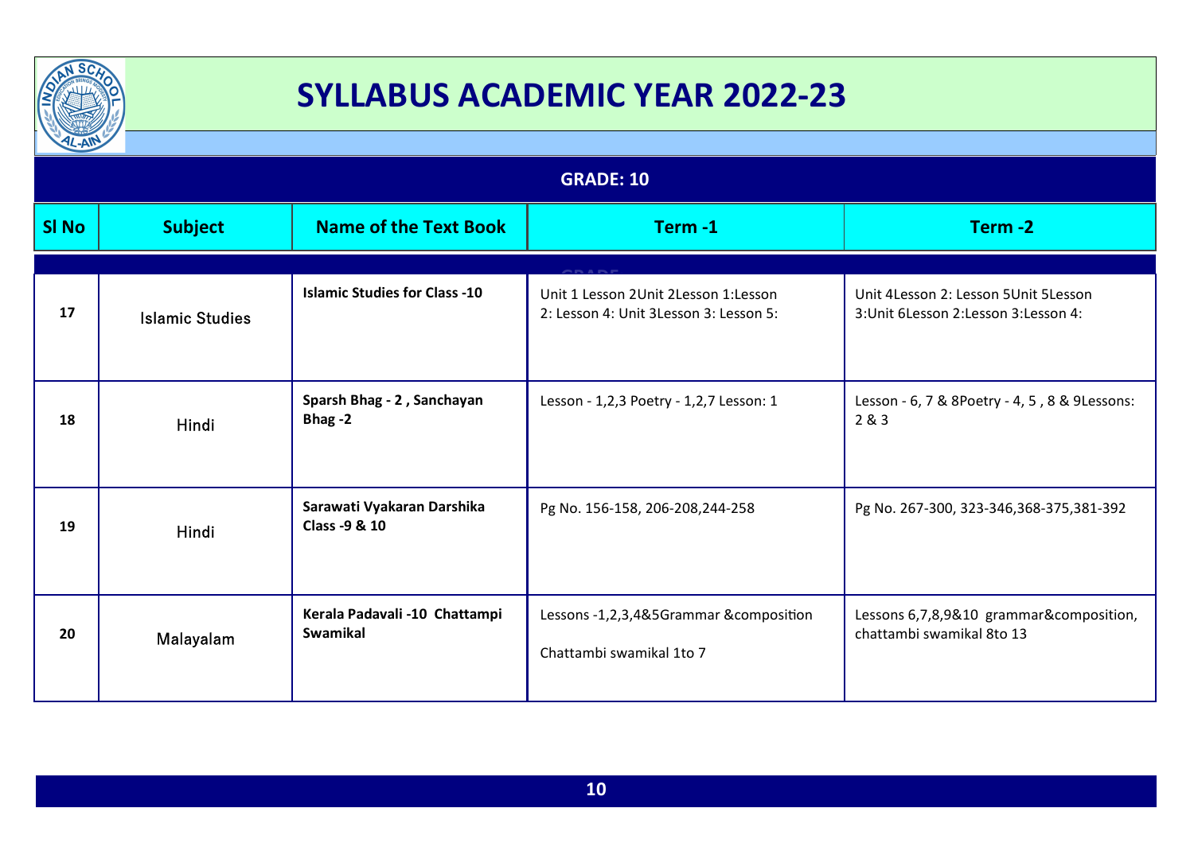# SYLLABUS ACADEMIC YEAR 2022-23

## GRADE: 10

| Sl No | Subject | Name of the Text Book | Term -1 | Term -2 |
|---|---|---|---|---|
| 17 | Islamic Studies | **Islamic Studies for Class -10** | Unit 1 Lesson 2Unit 2Lesson 1:Lesson 2: Lesson 4: Unit 3Lesson 3: Lesson 5: | Unit 4Lesson 2: Lesson 5Unit 5Lesson 3:Unit 6Lesson 2:Lesson 3:Lesson 4: |
| 18 | Hindi | **Sparsh Bhag - 2 , Sanchayan Bhag -2** | Lesson - 1,2,3 Poetry - 1,2,7 Lesson: 1 | Lesson - 6, 7 & 8Poetry - 4, 5 , 8 & 9Lessons: 2 & 3 |
| 19 | Hindi | **Sarawati Vyakaran Darshika Class -9 & 10** | Pg No. 156-158, 206-208,244-258 | Pg No. 267-300, 323-346,368-375,381-392 |
| 20 | Malayalam | **Kerala Padavali -10 Chattampi Swamikal** | Lessons -1,2,3,4&5Grammar &composition<br><br>Chattambi swamikal 1to 7 | Lessons 6,7,8,9&10 grammar&composition, chattambi swamikal 8to 13 |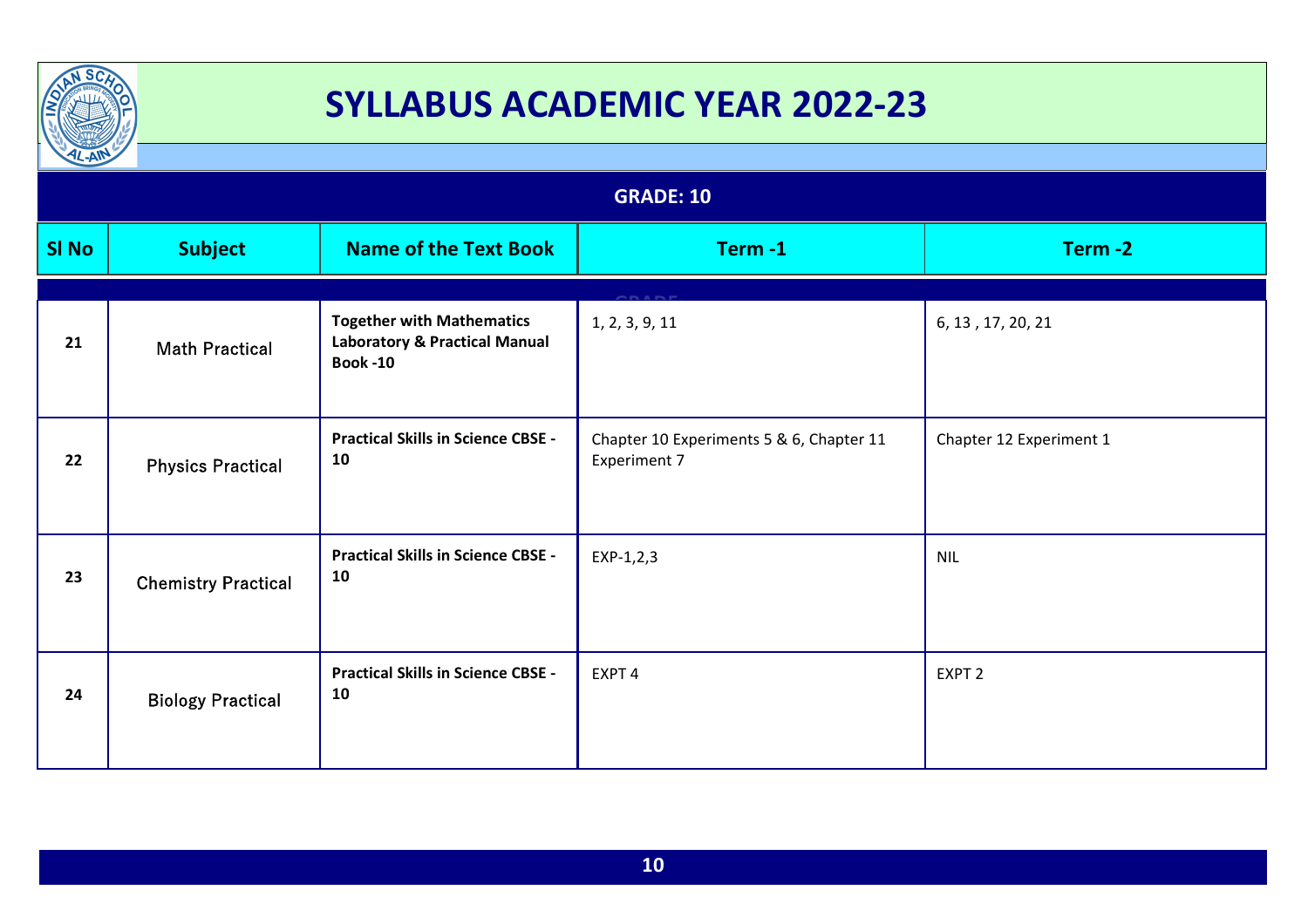# SYLLABUS ACADEMIC YEAR 2022-23

## GRADE: 10

| Sl No | Subject | Name of the Text Book | Term -1 | Term -2 |
|---|---|---|---|---|
| 21 | Math Practical | **Together with Mathematics Laboratory & Practical Manual Book -10** | 1, 2, 3, 9, 11 | 6, 13 , 17, 20, 21 |
| 22 | Physics Practical | **Practical Skills in Science CBSE - 10** | Chapter 10 Experiments 5 & 6, Chapter 11 Experiment 7 | Chapter 12 Experiment 1 |
| 23 | Chemistry Practical | **Practical Skills in Science CBSE - 10** | EXP-1,2,3 | NIL |
| 24 | Biology Practical | **Practical Skills in Science CBSE - 10** | EXPT 4 | EXPT 2 |